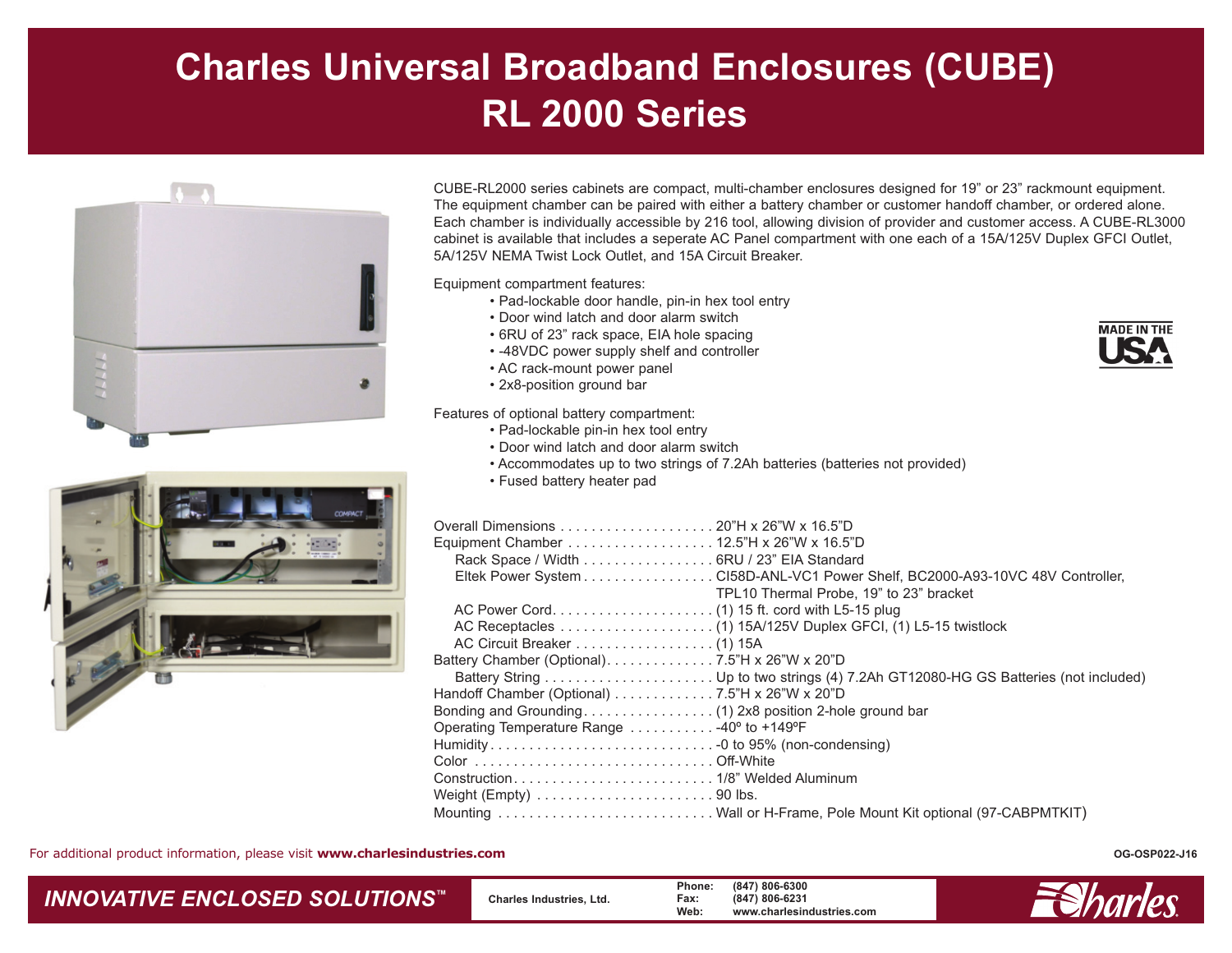# Charles Universal Broadband Enclosures (CUBE) RL 2000 Series

CUBE-RL2000 series cabinets are compact, multi-chamber enclosures designed for 19" or 23" rackmount equipment. The equipment chamber can be paired with either a battery chamber or customer handoff chamber, or ordered alone. Each chamber is individually accessible by 216 tool, allowing division of provider and customer access. A CUBE-RL3000 cabinet is available that includes a seperate AC Panel compartment with one each of a 15A/125V Duplex GFCI Outlet, 5A/125V NEMA Twist Lock Outlet, and 15A Circuit Breaker.

MADE IN THE USA

Equipment compartment features:

- Pad-lockable door handle, pin-in hex tool entry
- Door wind latch and door alarm switch
- 6RU of 23" rack space, EIA hole spacing
- -48VDC power supply shelf and controller
- AC rack-mount power panel
- 2x8-position ground bar

Features of optional battery compartment:

- Pad-lockable pin-in hex tool entry
- Door wind latch and door alarm switch
- Accommodates up to two strings of 7.2Ah batteries (batteries not provided)
- Fused battery heater pad

| | |
|---|---|
| Overall Dimensions | 20"H x 26"W x 16.5"D |
| Equipment Chamber | 12.5"H x 26"W x 16.5"D |
| Rack Space / Width | 6RU / 23" EIA Standard |
| Eltek Power System | CI58D-ANL-VC1 Power Shelf, BC2000-A93-10VC 48V Controller, TPL10 Thermal Probe, 19" to 23" bracket |
| AC Power Cord | (1) 15 ft. cord with L5-15 plug |
| AC Receptacles | (1) 15A/125V Duplex GFCI, (1) L5-15 twistlock |
| AC Circuit Breaker | (1) 15A |
| Battery Chamber (Optional) | 7.5"H x 26"W x 20"D |
| Battery String | Up to two strings (4) 7.2Ah GT12080-HG GS Batteries (not included) |
| Handoff Chamber (Optional) | 7.5"H x 26"W x 20"D |
| Bonding and Grounding | (1) 2x8 position 2-hole ground bar |
| Operating Temperature Range | -40º to +149ºF |
| Humidity | -0 to 95% (non-condensing) |
| Color | Off-White |
| Construction | 1/8" Welded Aluminum |
| Weight (Empty) | 90 lbs. |
| Mounting | Wall or H-Frame, Pole Mount Kit optional (97-CABPMTKIT) |

For additional product information, please visit **www.charlesindustries.com**

OG-OSP022-J16

*INNOVATIVE ENCLOSED SOLUTIONS™*

Charles Industries, Ltd.

Phone: (847) 806-6300
Fax: (847) 806-6231
Web: www.charlesindustries.com

Charles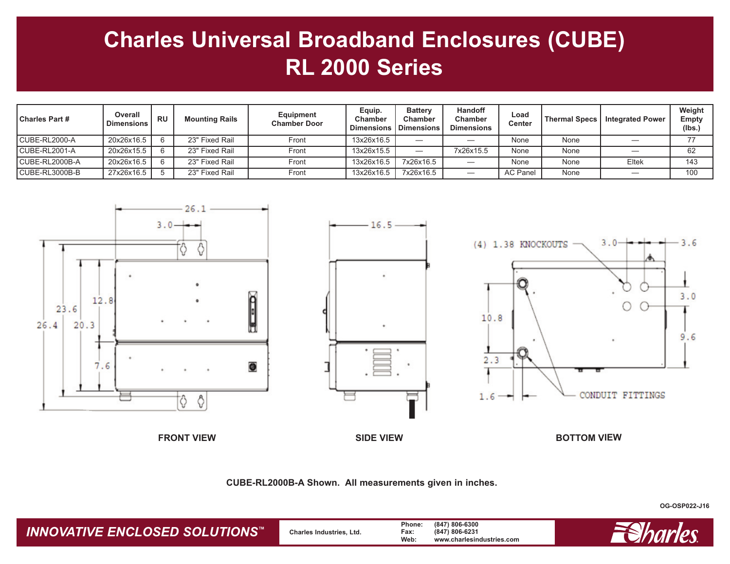# Charles Universal Broadband Enclosures (CUBE)
# RL 2000 Series

| Charles Part # | Overall Dimensions | RU | Mounting Rails | Equipment Chamber Door | Equip. Chamber Dimensions | Battery Chamber Dimensions | Handoff Chamber Dimensions | Load Center | Thermal Specs | Integrated Power | Weight Empty (lbs.) |
|---|---|---|---|---|---|---|---|---|---|---|---|
| CUBE-RL2000-A | 20x26x16.5 | 6 | 23" Fixed Rail | Front | 13x26x16.5 | — | — | None | None | — | 77 |
| CUBE-RL2001-A | 20x26x15.5 | 6 | 23" Fixed Rail | Front | 13x26x15.5 | — | 7x26x15.5 | None | None | — | 62 |
| CUBE-RL2000B-A | 20x26x16.5 | 6 | 23" Fixed Rail | Front | 13x26x16.5 | 7x26x16.5 | — | None | None | Eltek | 143 |
| CUBE-RL3000B-B | 27x26x16.5 | 5 | 23" Fixed Rail | Front | 13x26x16.5 | 7x26x16.5 | — | AC Panel | None | — | 100 |

26.1
3.0
23.6
26.4
20.3
12.8
7.6

**FRONT VIEW**

16.5

**SIDE VIEW**

(4) 1.38 KNOCKOUTS
3.0
3.6
3.0
10.8
9.6
2.3
1.6
CONDUIT FITTINGS

**BOTTOM VIEW**

**CUBE-RL2000B-A Shown. All measurements given in inches.**

OG-OSP022-J16

*INNOVATIVE ENCLOSED SOLUTIONS™*

Charles Industries, Ltd.

Phone: (847) 806-6300
Fax: (847) 806-6231
Web: www.charlesindustries.com